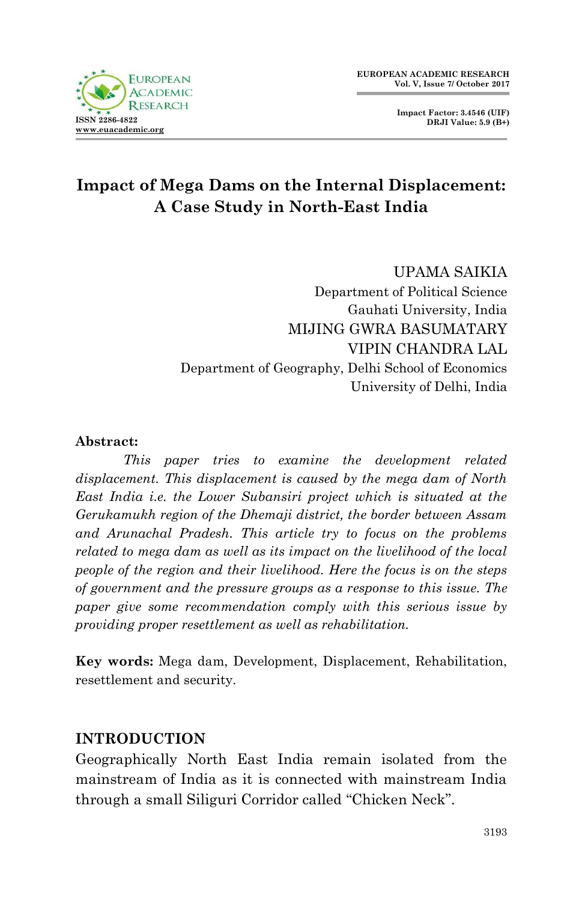# Impact of Mega Dams on the Internal Displacement: A Case Study in North-East India

UPAMA SAIKIA
Department of Political Science
Gauhati University, India

MIJING GWRA BASUMATARY
VIPIN CHANDRA LAL
Department of Geography, Delhi School of Economics
University of Delhi, India

**Abstract:**

*This paper tries to examine the development related displacement. This displacement is caused by the mega dam of North East India i.e. the Lower Subansiri project which is situated at the Gerukamukh region of the Dhemaji district, the border between Assam and Arunachal Pradesh. This article try to focus on the problems related to mega dam as well as its impact on the livelihood of the local people of the region and their livelihood. Here the focus is on the steps of government and the pressure groups as a response to this issue. The paper give some recommendation comply with this serious issue by providing proper resettlement as well as rehabilitation.*

**Key words:** Mega dam, Development, Displacement, Rehabilitation, resettlement and security.

## INTRODUCTION

Geographically North East India remain isolated from the mainstream of India as it is connected with mainstream India through a small Siliguri Corridor called "Chicken Neck".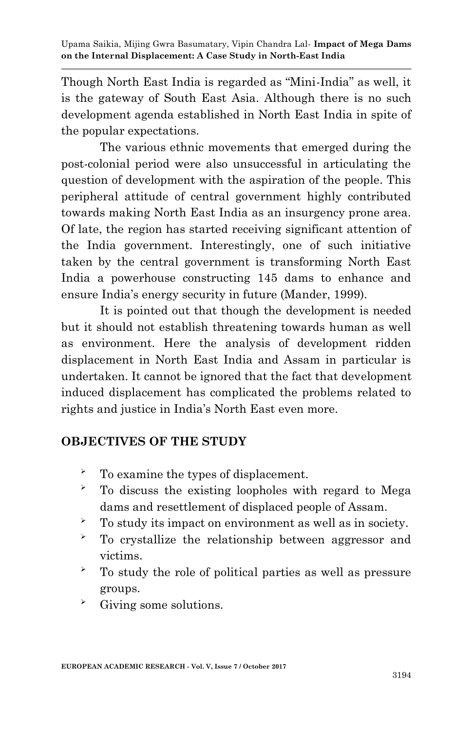Though North East India is regarded as "Mini-India" as well, it is the gateway of South East Asia. Although there is no such development agenda established in North East India in spite of the popular expectations.

The various ethnic movements that emerged during the post-colonial period were also unsuccessful in articulating the question of development with the aspiration of the people. This peripheral attitude of central government highly contributed towards making North East India as an insurgency prone area. Of late, the region has started receiving significant attention of the India government. Interestingly, one of such initiative taken by the central government is transforming North East India a powerhouse constructing 145 dams to enhance and ensure India's energy security in future (Mander, 1999).

It is pointed out that though the development is needed but it should not establish threatening towards human as well as environment. Here the analysis of development ridden displacement in North East India and Assam in particular is undertaken. It cannot be ignored that the fact that development induced displacement has complicated the problems related to rights and justice in India's North East even more.

## OBJECTIVES OF THE STUDY

- To examine the types of displacement.
- To discuss the existing loopholes with regard to Mega dams and resettlement of displaced people of Assam.
- To study its impact on environment as well as in society.
- To crystallize the relationship between aggressor and victims.
- To study the role of political parties as well as pressure groups.
- Giving some solutions.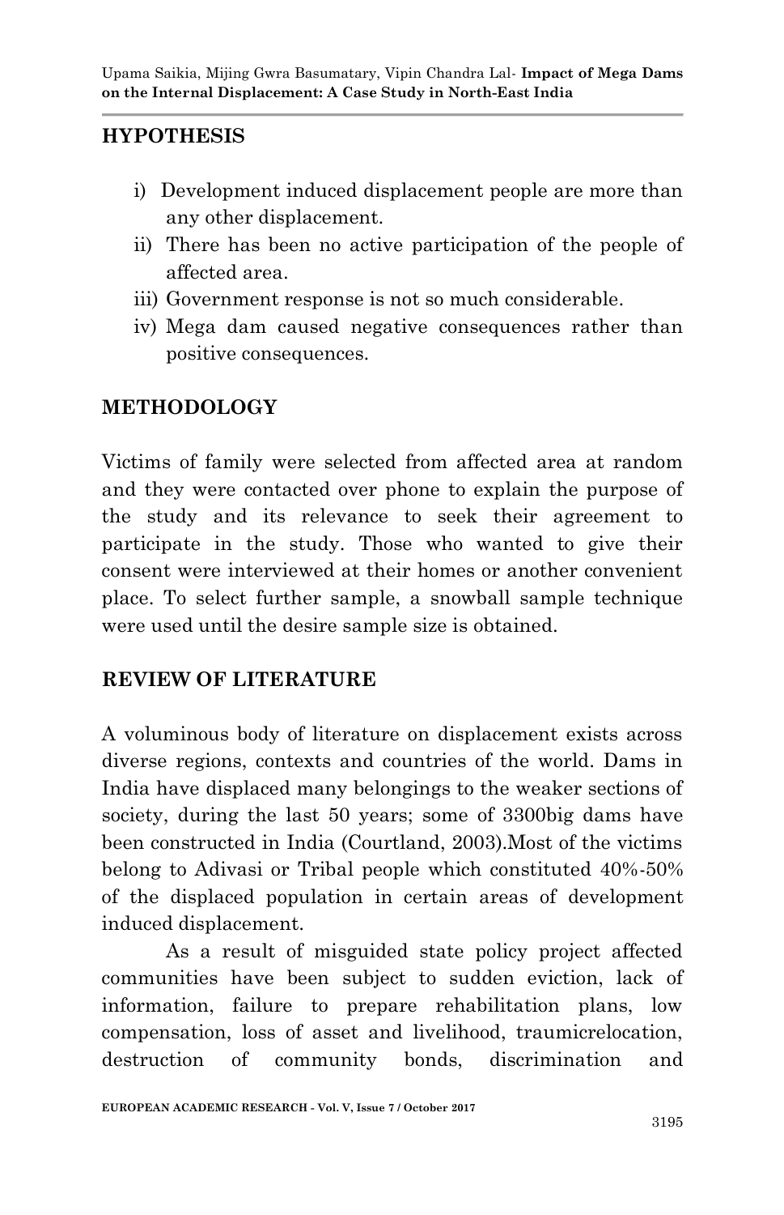## HYPOTHESIS

i) Development induced displacement people are more than any other displacement.
ii) There has been no active participation of the people of affected area.
iii) Government response is not so much considerable.
iv) Mega dam caused negative consequences rather than positive consequences.

## METHODOLOGY

Victims of family were selected from affected area at random and they were contacted over phone to explain the purpose of the study and its relevance to seek their agreement to participate in the study. Those who wanted to give their consent were interviewed at their homes or another convenient place. To select further sample, a snowball sample technique were used until the desire sample size is obtained.

## REVIEW OF LITERATURE

A voluminous body of literature on displacement exists across diverse regions, contexts and countries of the world. Dams in India have displaced many belongings to the weaker sections of society, during the last 50 years; some of 3300big dams have been constructed in India (Courtland, 2003).Most of the victims belong to Adivasi or Tribal people which constituted 40%-50% of the displaced population in certain areas of development induced displacement.

As a result of misguided state policy project affected communities have been subject to sudden eviction, lack of information, failure to prepare rehabilitation plans, low compensation, loss of asset and livelihood, traumicrelocation, destruction of community bonds, discrimination and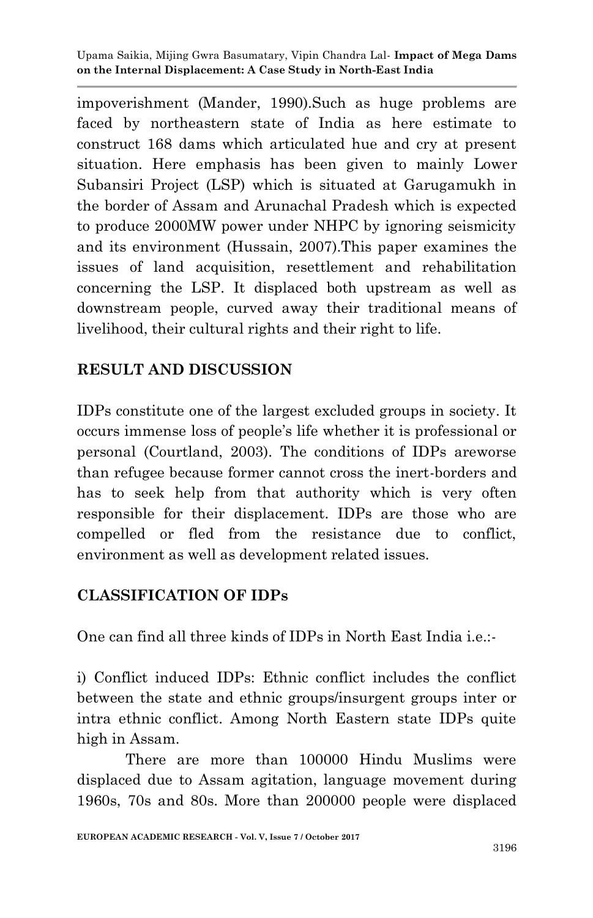impoverishment (Mander, 1990).Such as huge problems are faced by northeastern state of India as here estimate to construct 168 dams which articulated hue and cry at present situation. Here emphasis has been given to mainly Lower Subansiri Project (LSP) which is situated at Garugamukh in the border of Assam and Arunachal Pradesh which is expected to produce 2000MW power under NHPC by ignoring seismicity and its environment (Hussain, 2007).This paper examines the issues of land acquisition, resettlement and rehabilitation concerning the LSP. It displaced both upstream as well as downstream people, curved away their traditional means of livelihood, their cultural rights and their right to life.

## RESULT AND DISCUSSION

IDPs constitute one of the largest excluded groups in society. It occurs immense loss of people's life whether it is professional or personal (Courtland, 2003). The conditions of IDPs areworse than refugee because former cannot cross the inert-borders and has to seek help from that authority which is very often responsible for their displacement. IDPs are those who are compelled or fled from the resistance due to conflict, environment as well as development related issues.

## CLASSIFICATION OF IDPs

One can find all three kinds of IDPs in North East India i.e.:-

i) Conflict induced IDPs: Ethnic conflict includes the conflict between the state and ethnic groups/insurgent groups inter or intra ethnic conflict. Among North Eastern state IDPs quite high in Assam.

There are more than 100000 Hindu Muslims were displaced due to Assam agitation, language movement during 1960s, 70s and 80s. More than 200000 people were displaced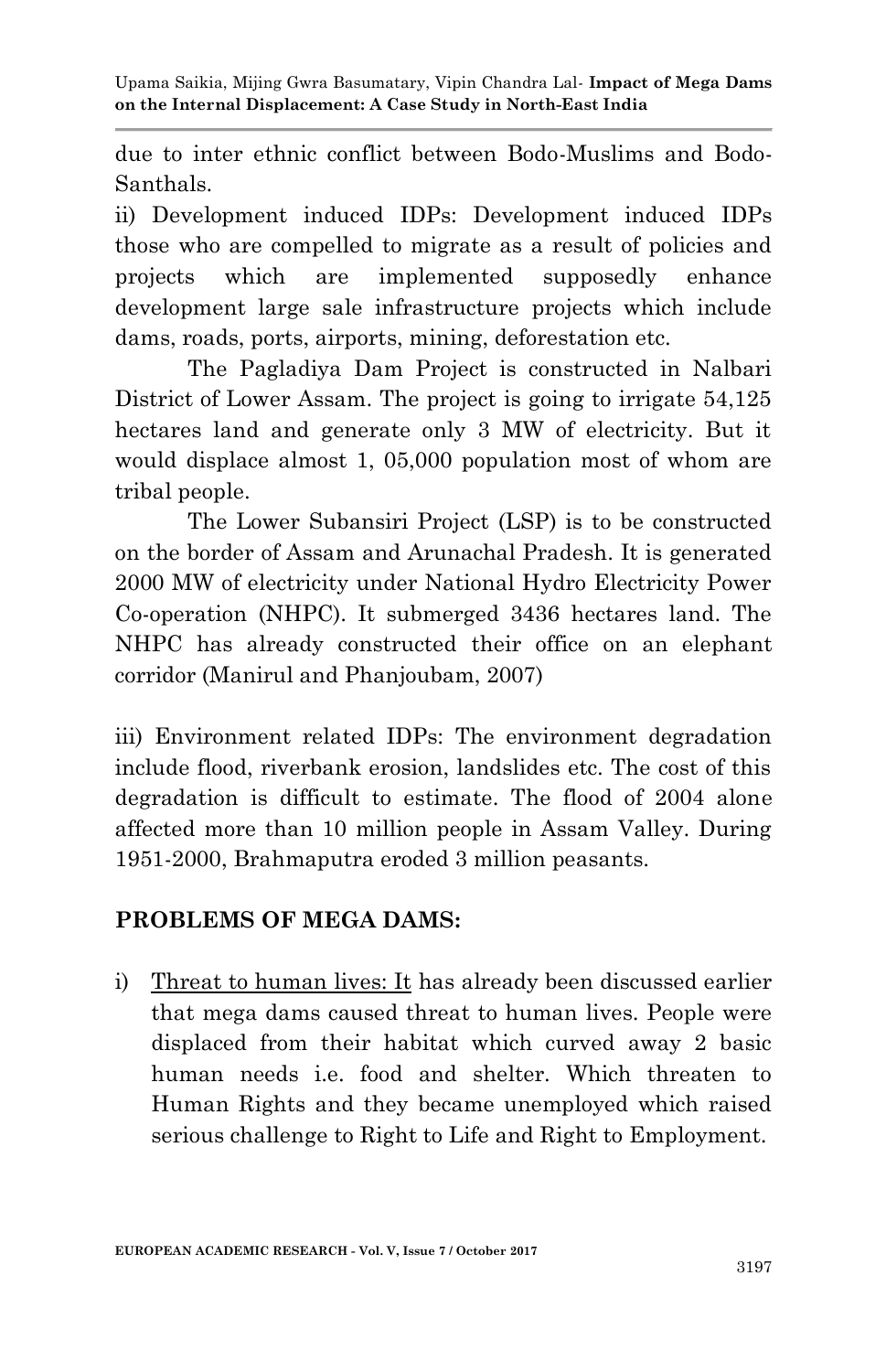due to inter ethnic conflict between Bodo-Muslims and Bodo-Santhals.

ii) Development induced IDPs: Development induced IDPs those who are compelled to migrate as a result of policies and projects which are implemented supposedly enhance development large sale infrastructure projects which include dams, roads, ports, airports, mining, deforestation etc.

The Pagladiya Dam Project is constructed in Nalbari District of Lower Assam. The project is going to irrigate 54,125 hectares land and generate only 3 MW of electricity. But it would displace almost 1, 05,000 population most of whom are tribal people.

The Lower Subansiri Project (LSP) is to be constructed on the border of Assam and Arunachal Pradesh. It is generated 2000 MW of electricity under National Hydro Electricity Power Co-operation (NHPC). It submerged 3436 hectares land. The NHPC has already constructed their office on an elephant corridor (Manirul and Phanjoubam, 2007)

iii) Environment related IDPs: The environment degradation include flood, riverbank erosion, landslides etc. The cost of this degradation is difficult to estimate. The flood of 2004 alone affected more than 10 million people in Assam Valley. During 1951-2000, Brahmaputra eroded 3 million peasants.

## PROBLEMS OF MEGA DAMS:

i) <u>Threat to human lives: It</u> has already been discussed earlier that mega dams caused threat to human lives. People were displaced from their habitat which curved away 2 basic human needs i.e. food and shelter. Which threaten to Human Rights and they became unemployed which raised serious challenge to Right to Life and Right to Employment.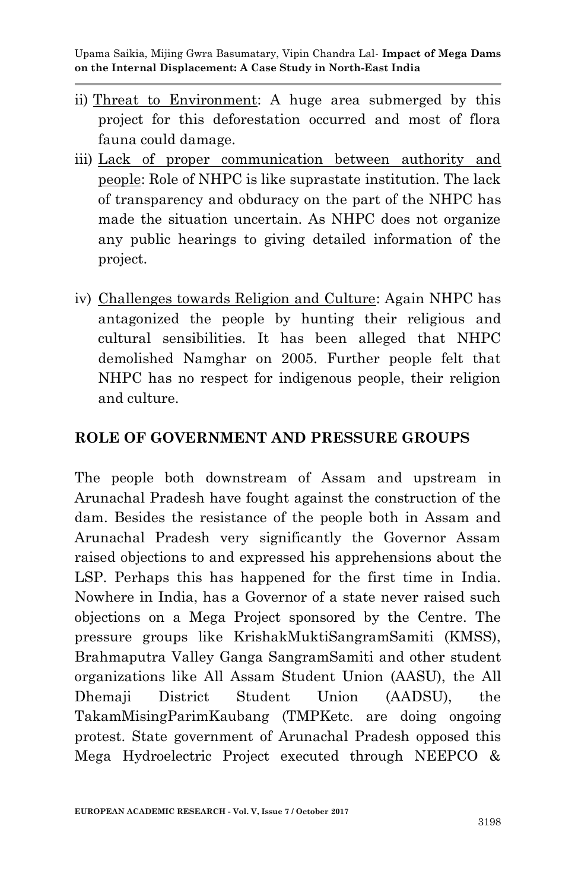ii) Threat to Environment: A huge area submerged by this project for this deforestation occurred and most of flora fauna could damage.

iii) Lack of proper communication between authority and people: Role of NHPC is like suprastate institution. The lack of transparency and obduracy on the part of the NHPC has made the situation uncertain. As NHPC does not organize any public hearings to giving detailed information of the project.

iv) Challenges towards Religion and Culture: Again NHPC has antagonized the people by hunting their religious and cultural sensibilities. It has been alleged that NHPC demolished Namghar on 2005. Further people felt that NHPC has no respect for indigenous people, their religion and culture.

## ROLE OF GOVERNMENT AND PRESSURE GROUPS

The people both downstream of Assam and upstream in Arunachal Pradesh have fought against the construction of the dam. Besides the resistance of the people both in Assam and Arunachal Pradesh very significantly the Governor Assam raised objections to and expressed his apprehensions about the LSP. Perhaps this has happened for the first time in India. Nowhere in India, has a Governor of a state never raised such objections on a Mega Project sponsored by the Centre. The pressure groups like KrishakMuktiSangramSamiti (KMSS), Brahmaputra Valley Ganga SangramSamiti and other student organizations like All Assam Student Union (AASU), the All Dhemaji District Student Union (AADSU), the TakamMisingParimKaubang (TMPKetc. are doing ongoing protest. State government of Arunachal Pradesh opposed this Mega Hydroelectric Project executed through NEEPCO &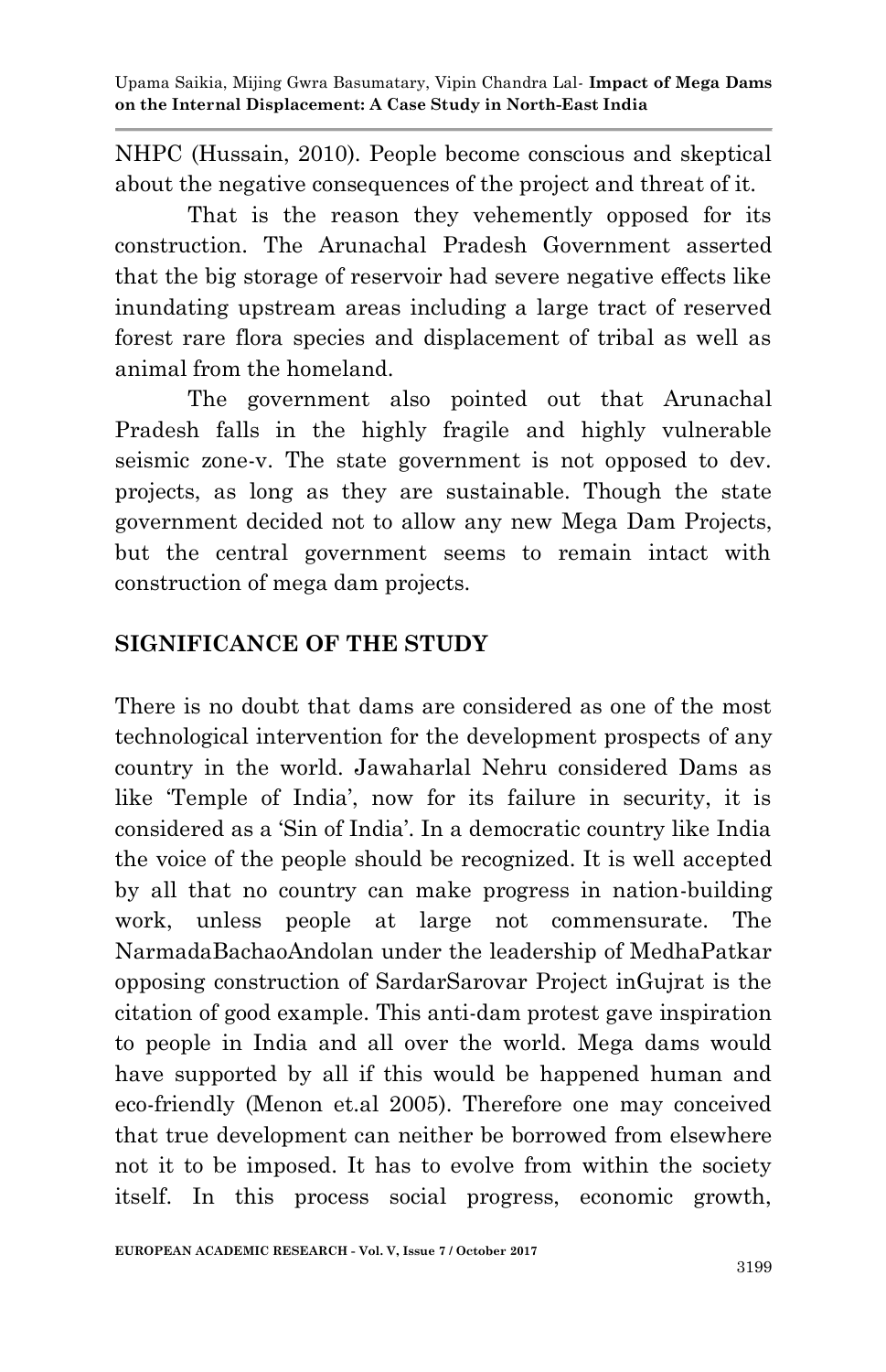NHPC (Hussain, 2010). People become conscious and skeptical about the negative consequences of the project and threat of it.

That is the reason they vehemently opposed for its construction. The Arunachal Pradesh Government asserted that the big storage of reservoir had severe negative effects like inundating upstream areas including a large tract of reserved forest rare flora species and displacement of tribal as well as animal from the homeland.

The government also pointed out that Arunachal Pradesh falls in the highly fragile and highly vulnerable seismic zone-v. The state government is not opposed to dev. projects, as long as they are sustainable. Though the state government decided not to allow any new Mega Dam Projects, but the central government seems to remain intact with construction of mega dam projects.

## SIGNIFICANCE OF THE STUDY

There is no doubt that dams are considered as one of the most technological intervention for the development prospects of any country in the world. Jawaharlal Nehru considered Dams as like 'Temple of India', now for its failure in security, it is considered as a 'Sin of India'. In a democratic country like India the voice of the people should be recognized. It is well accepted by all that no country can make progress in nation-building work, unless people at large not commensurate. The NarmadaBachaoAndolan under the leadership of MedhaPatkar opposing construction of SardarSarovar Project inGujrat is the citation of good example. This anti-dam protest gave inspiration to people in India and all over the world. Mega dams would have supported by all if this would be happened human and eco-friendly (Menon et.al 2005). Therefore one may conceived that true development can neither be borrowed from elsewhere not it to be imposed. It has to evolve from within the society itself. In this process social progress, economic growth,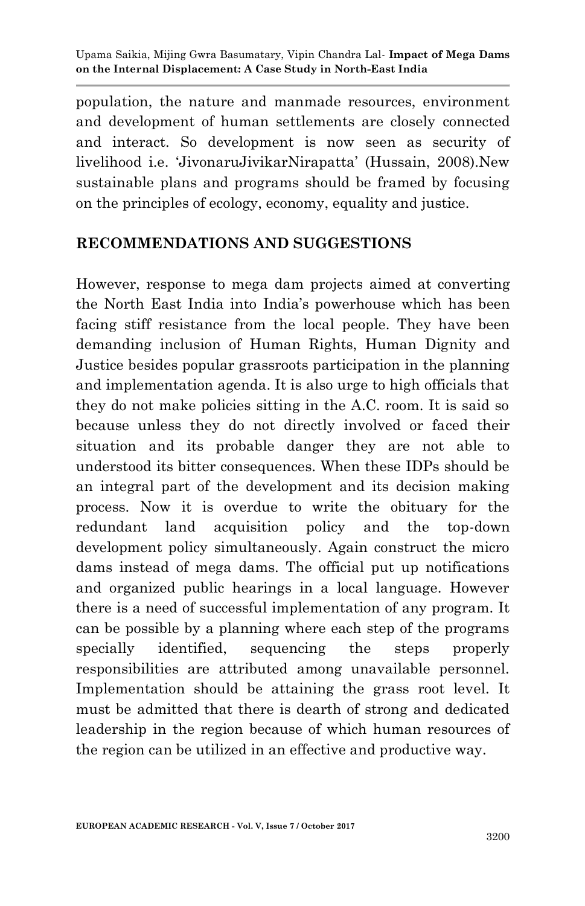population, the nature and manmade resources, environment and development of human settlements are closely connected and interact. So development is now seen as security of livelihood i.e. 'JivonaruJivikarNirapatta' (Hussain, 2008).New sustainable plans and programs should be framed by focusing on the principles of ecology, economy, equality and justice.

## RECOMMENDATIONS AND SUGGESTIONS

However, response to mega dam projects aimed at converting the North East India into India's powerhouse which has been facing stiff resistance from the local people. They have been demanding inclusion of Human Rights, Human Dignity and Justice besides popular grassroots participation in the planning and implementation agenda. It is also urge to high officials that they do not make policies sitting in the A.C. room. It is said so because unless they do not directly involved or faced their situation and its probable danger they are not able to understood its bitter consequences. When these IDPs should be an integral part of the development and its decision making process. Now it is overdue to write the obituary for the redundant land acquisition policy and the top-down development policy simultaneously. Again construct the micro dams instead of mega dams. The official put up notifications and organized public hearings in a local language. However there is a need of successful implementation of any program. It can be possible by a planning where each step of the programs specially identified, sequencing the steps properly responsibilities are attributed among unavailable personnel. Implementation should be attaining the grass root level. It must be admitted that there is dearth of strong and dedicated leadership in the region because of which human resources of the region can be utilized in an effective and productive way.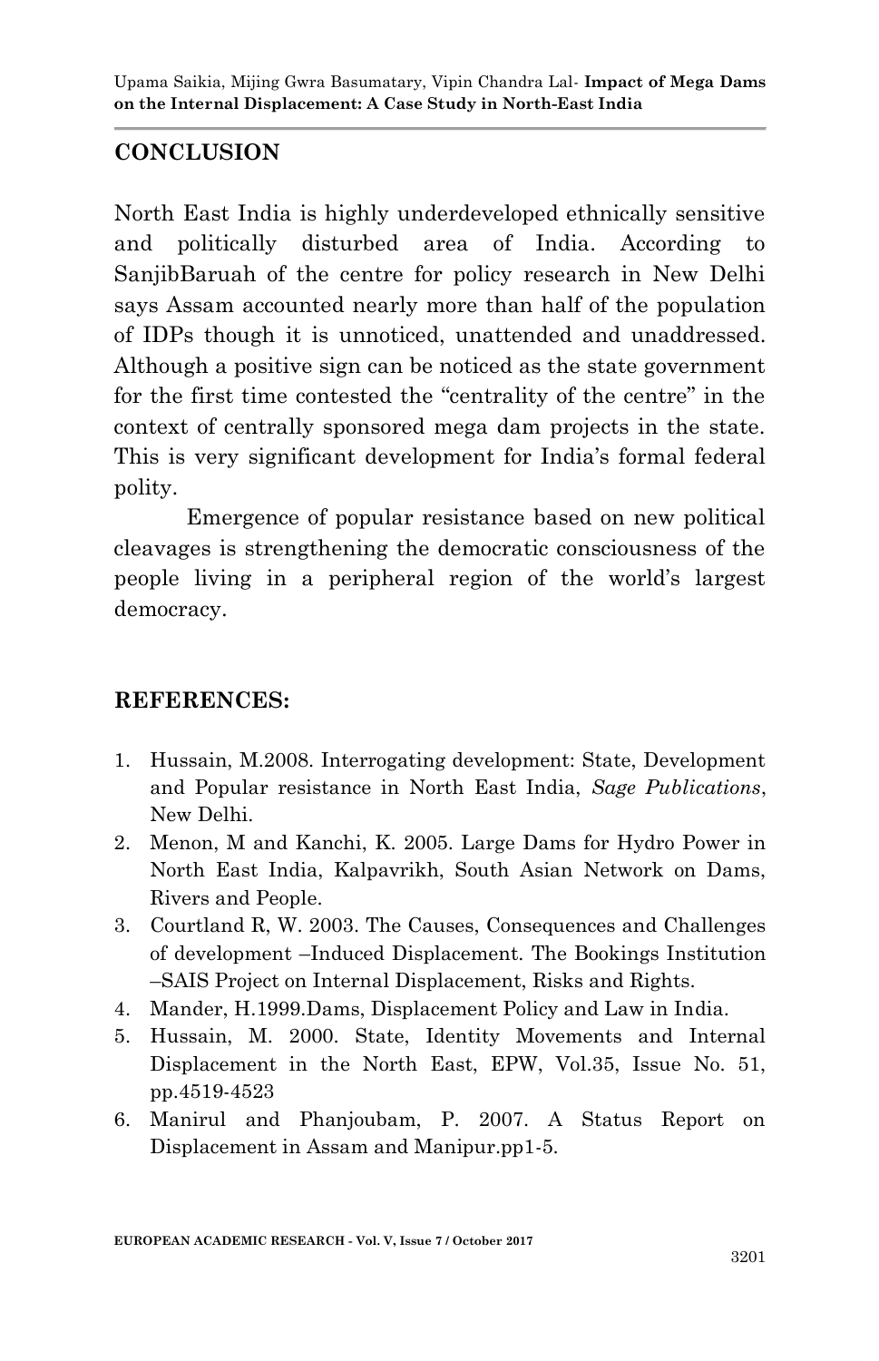## CONCLUSION

North East India is highly underdeveloped ethnically sensitive and politically disturbed area of India. According to SanjibBaruah of the centre for policy research in New Delhi says Assam accounted nearly more than half of the population of IDPs though it is unnoticed, unattended and unaddressed. Although a positive sign can be noticed as the state government for the first time contested the "centrality of the centre" in the context of centrally sponsored mega dam projects in the state. This is very significant development for India's formal federal polity.

Emergence of popular resistance based on new political cleavages is strengthening the democratic consciousness of the people living in a peripheral region of the world's largest democracy.

## REFERENCES:

1. Hussain, M.2008. Interrogating development: State, Development and Popular resistance in North East India, *Sage Publications*, New Delhi.
2. Menon, M and Kanchi, K. 2005. Large Dams for Hydro Power in North East India, Kalpavrikh, South Asian Network on Dams, Rivers and People.
3. Courtland R, W. 2003. The Causes, Consequences and Challenges of development –Induced Displacement. The Bookings Institution –SAIS Project on Internal Displacement, Risks and Rights.
4. Mander, H.1999.Dams, Displacement Policy and Law in India.
5. Hussain, M. 2000. State, Identity Movements and Internal Displacement in the North East, EPW, Vol.35, Issue No. 51, pp.4519-4523
6. Manirul and Phanjoubam, P. 2007. A Status Report on Displacement in Assam and Manipur.pp1-5.